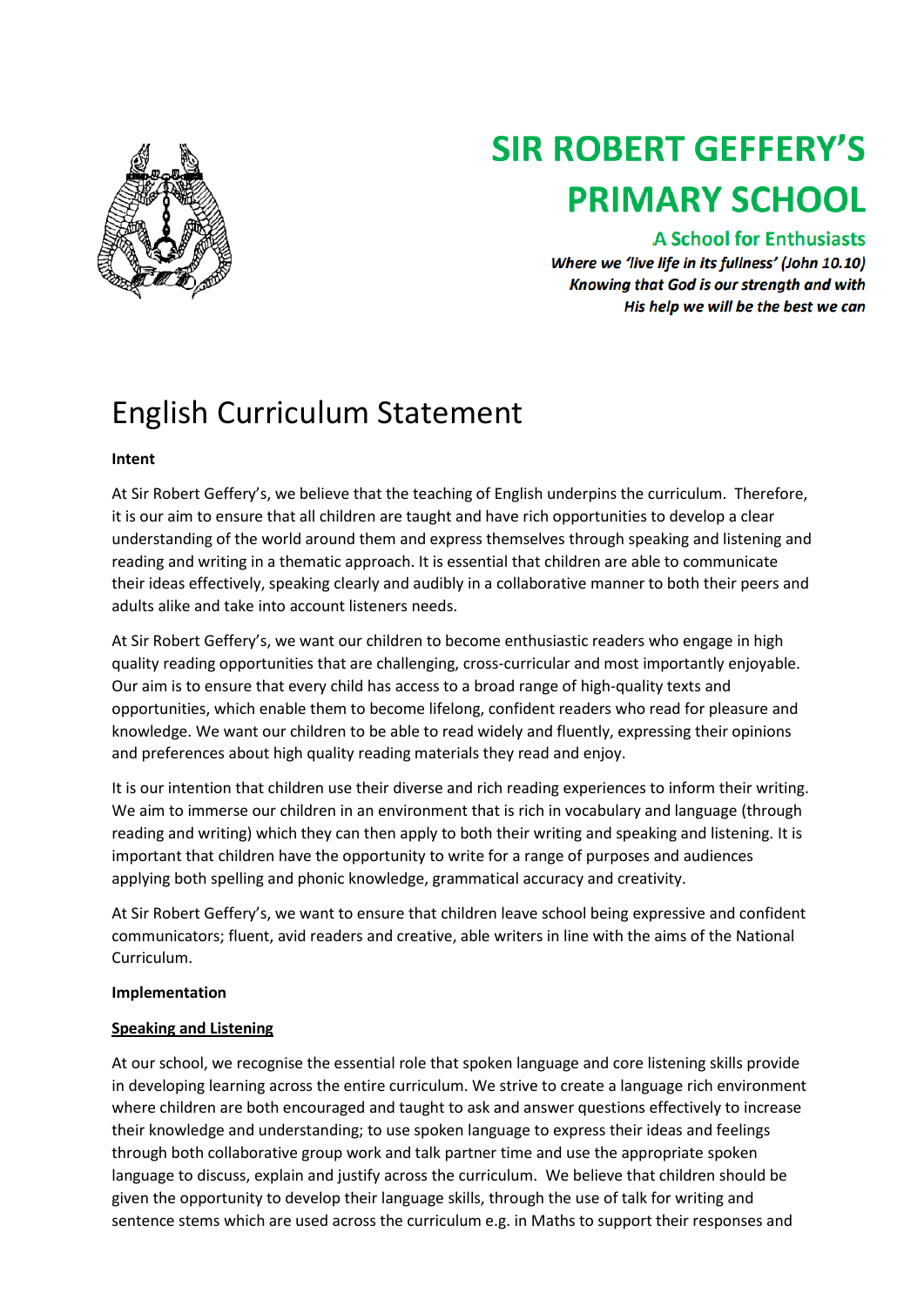# SIR ROBERT GEFFERY'S PRIMARY SCHOOL

**A School for Enthusiasts**

***Where we 'live life in its fullness' (John 10.10)***
***Knowing that God is our strength and with His help we will be the best we can***

# English Curriculum Statement

**Intent**

At Sir Robert Geffery's, we believe that the teaching of English underpins the curriculum. Therefore, it is our aim to ensure that all children are taught and have rich opportunities to develop a clear understanding of the world around them and express themselves through speaking and listening and reading and writing in a thematic approach. It is essential that children are able to communicate their ideas effectively, speaking clearly and audibly in a collaborative manner to both their peers and adults alike and take into account listeners needs.

At Sir Robert Geffery's, we want our children to become enthusiastic readers who engage in high quality reading opportunities that are challenging, cross-curricular and most importantly enjoyable. Our aim is to ensure that every child has access to a broad range of high-quality texts and opportunities, which enable them to become lifelong, confident readers who read for pleasure and knowledge. We want our children to be able to read widely and fluently, expressing their opinions and preferences about high quality reading materials they read and enjoy.

It is our intention that children use their diverse and rich reading experiences to inform their writing. We aim to immerse our children in an environment that is rich in vocabulary and language (through reading and writing) which they can then apply to both their writing and speaking and listening. It is important that children have the opportunity to write for a range of purposes and audiences applying both spelling and phonic knowledge, grammatical accuracy and creativity.

At Sir Robert Geffery's, we want to ensure that children leave school being expressive and confident communicators; fluent, avid readers and creative, able writers in line with the aims of the National Curriculum.

**Implementation**

**Speaking and Listening**

At our school, we recognise the essential role that spoken language and core listening skills provide in developing learning across the entire curriculum. We strive to create a language rich environment where children are both encouraged and taught to ask and answer questions effectively to increase their knowledge and understanding; to use spoken language to express their ideas and feelings through both collaborative group work and talk partner time and use the appropriate spoken language to discuss, explain and justify across the curriculum. We believe that children should be given the opportunity to develop their language skills, through the use of talk for writing and sentence stems which are used across the curriculum e.g. in Maths to support their responses and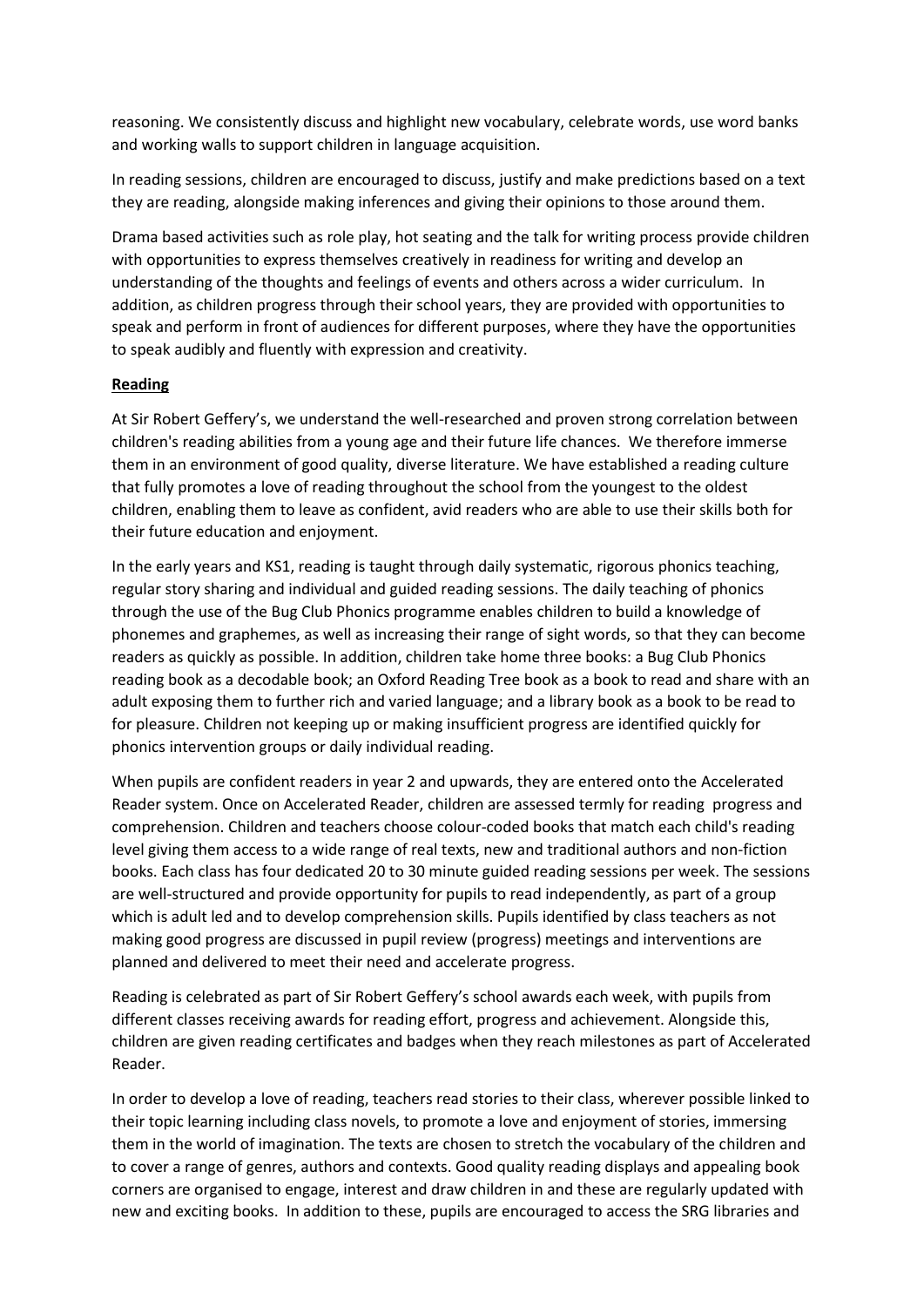reasoning. We consistently discuss and highlight new vocabulary, celebrate words, use word banks and working walls to support children in language acquisition.

In reading sessions, children are encouraged to discuss, justify and make predictions based on a text they are reading, alongside making inferences and giving their opinions to those around them.

Drama based activities such as role play, hot seating and the talk for writing process provide children with opportunities to express themselves creatively in readiness for writing and develop an understanding of the thoughts and feelings of events and others across a wider curriculum. In addition, as children progress through their school years, they are provided with opportunities to speak and perform in front of audiences for different purposes, where they have the opportunities to speak audibly and fluently with expression and creativity.

**Reading**

At Sir Robert Geffery's, we understand the well-researched and proven strong correlation between children's reading abilities from a young age and their future life chances. We therefore immerse them in an environment of good quality, diverse literature. We have established a reading culture that fully promotes a love of reading throughout the school from the youngest to the oldest children, enabling them to leave as confident, avid readers who are able to use their skills both for their future education and enjoyment.

In the early years and KS1, reading is taught through daily systematic, rigorous phonics teaching, regular story sharing and individual and guided reading sessions. The daily teaching of phonics through the use of the Bug Club Phonics programme enables children to build a knowledge of phonemes and graphemes, as well as increasing their range of sight words, so that they can become readers as quickly as possible. In addition, children take home three books: a Bug Club Phonics reading book as a decodable book; an Oxford Reading Tree book as a book to read and share with an adult exposing them to further rich and varied language; and a library book as a book to be read to for pleasure. Children not keeping up or making insufficient progress are identified quickly for phonics intervention groups or daily individual reading.

When pupils are confident readers in year 2 and upwards, they are entered onto the Accelerated Reader system. Once on Accelerated Reader, children are assessed termly for reading progress and comprehension. Children and teachers choose colour-coded books that match each child's reading level giving them access to a wide range of real texts, new and traditional authors and non-fiction books. Each class has four dedicated 20 to 30 minute guided reading sessions per week. The sessions are well-structured and provide opportunity for pupils to read independently, as part of a group which is adult led and to develop comprehension skills. Pupils identified by class teachers as not making good progress are discussed in pupil review (progress) meetings and interventions are planned and delivered to meet their need and accelerate progress.

Reading is celebrated as part of Sir Robert Geffery's school awards each week, with pupils from different classes receiving awards for reading effort, progress and achievement. Alongside this, children are given reading certificates and badges when they reach milestones as part of Accelerated Reader.

In order to develop a love of reading, teachers read stories to their class, wherever possible linked to their topic learning including class novels, to promote a love and enjoyment of stories, immersing them in the world of imagination. The texts are chosen to stretch the vocabulary of the children and to cover a range of genres, authors and contexts. Good quality reading displays and appealing book corners are organised to engage, interest and draw children in and these are regularly updated with new and exciting books. In addition to these, pupils are encouraged to access the SRG libraries and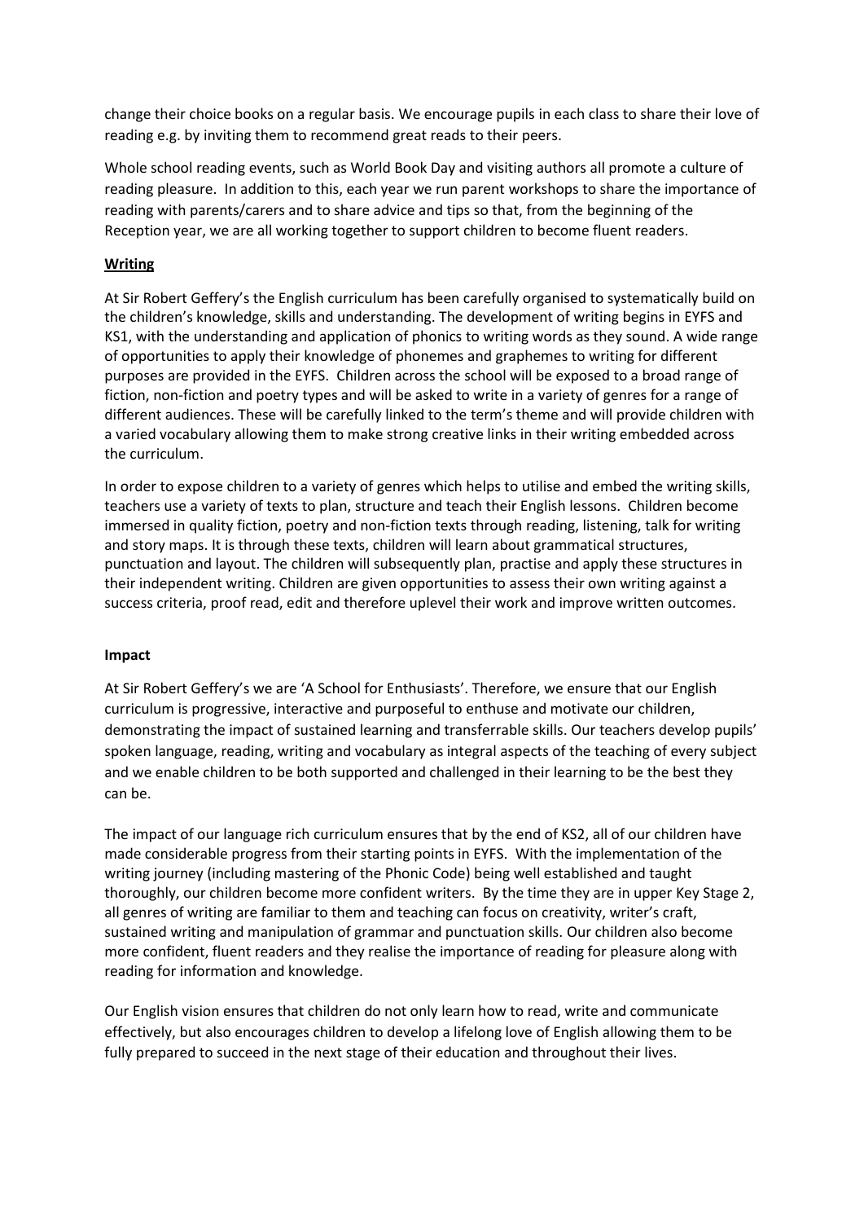change their choice books on a regular basis. We encourage pupils in each class to share their love of reading e.g. by inviting them to recommend great reads to their peers.

Whole school reading events, such as World Book Day and visiting authors all promote a culture of reading pleasure. In addition to this, each year we run parent workshops to share the importance of reading with parents/carers and to share advice and tips so that, from the beginning of the Reception year, we are all working together to support children to become fluent readers.

**Writing**

At Sir Robert Geffery's the English curriculum has been carefully organised to systematically build on the children's knowledge, skills and understanding. The development of writing begins in EYFS and KS1, with the understanding and application of phonics to writing words as they sound. A wide range of opportunities to apply their knowledge of phonemes and graphemes to writing for different purposes are provided in the EYFS. Children across the school will be exposed to a broad range of fiction, non-fiction and poetry types and will be asked to write in a variety of genres for a range of different audiences. These will be carefully linked to the term's theme and will provide children with a varied vocabulary allowing them to make strong creative links in their writing embedded across the curriculum.

In order to expose children to a variety of genres which helps to utilise and embed the writing skills, teachers use a variety of texts to plan, structure and teach their English lessons. Children become immersed in quality fiction, poetry and non-fiction texts through reading, listening, talk for writing and story maps. It is through these texts, children will learn about grammatical structures, punctuation and layout. The children will subsequently plan, practise and apply these structures in their independent writing. Children are given opportunities to assess their own writing against a success criteria, proof read, edit and therefore uplevel their work and improve written outcomes.

**Impact**

At Sir Robert Geffery's we are 'A School for Enthusiasts'. Therefore, we ensure that our English curriculum is progressive, interactive and purposeful to enthuse and motivate our children, demonstrating the impact of sustained learning and transferrable skills. Our teachers develop pupils' spoken language, reading, writing and vocabulary as integral aspects of the teaching of every subject and we enable children to be both supported and challenged in their learning to be the best they can be.

The impact of our language rich curriculum ensures that by the end of KS2, all of our children have made considerable progress from their starting points in EYFS. With the implementation of the writing journey (including mastering of the Phonic Code) being well established and taught thoroughly, our children become more confident writers. By the time they are in upper Key Stage 2, all genres of writing are familiar to them and teaching can focus on creativity, writer's craft, sustained writing and manipulation of grammar and punctuation skills. Our children also become more confident, fluent readers and they realise the importance of reading for pleasure along with reading for information and knowledge.

Our English vision ensures that children do not only learn how to read, write and communicate effectively, but also encourages children to develop a lifelong love of English allowing them to be fully prepared to succeed in the next stage of their education and throughout their lives.